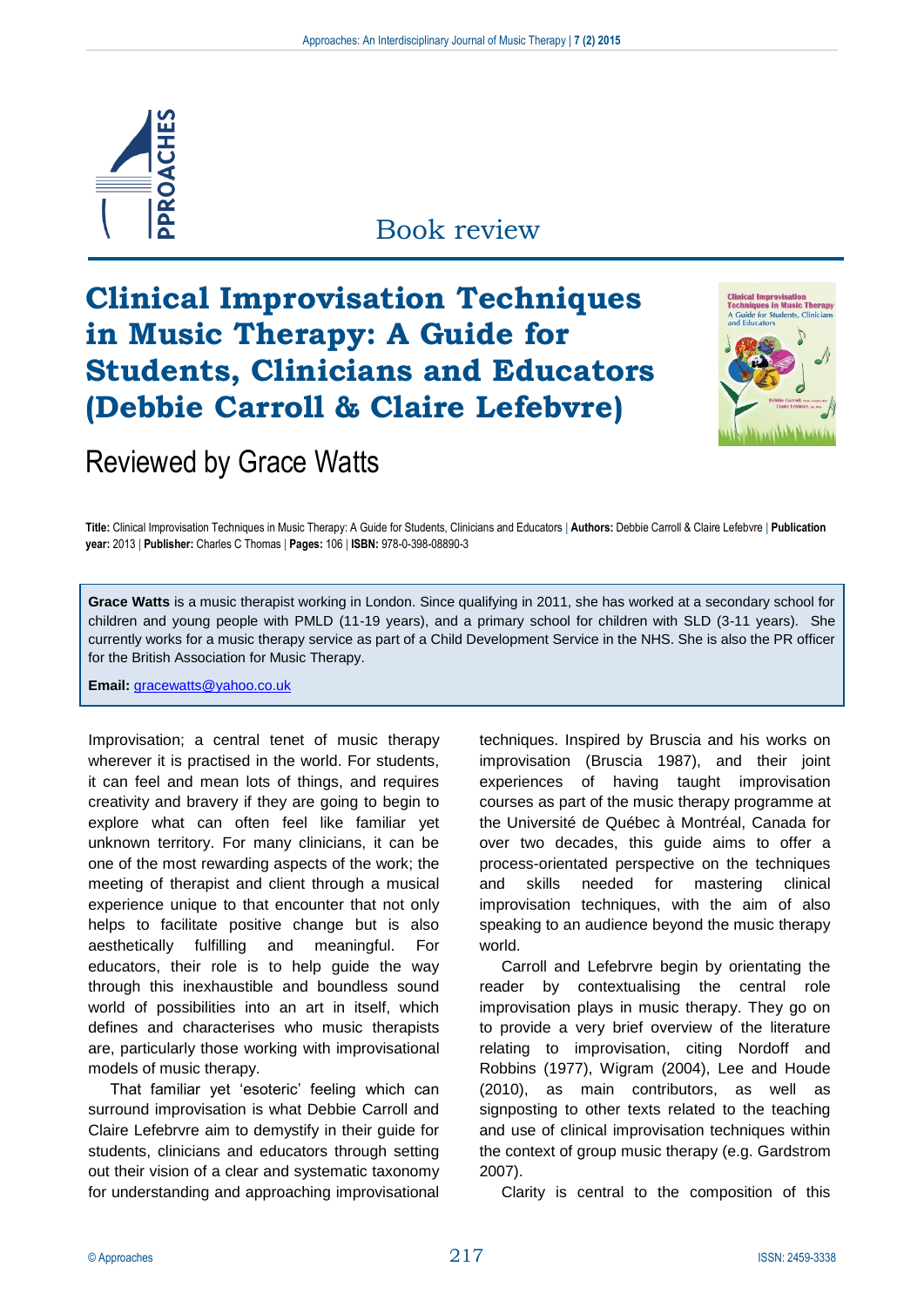Book review

# Clinical Improvisation Techniques in Music Therapy: A Guide for Students, Clinicians and Educators (Debbie Carroll & Claire Lefebvre)

## Reviewed by Grace Watts

**Title:** Clinical Improvisation Techniques in Music Therapy: A Guide for Students, Clinicians and Educators | **Authors:** Debbie Carroll & Claire Lefebvre | **Publication year:** 2013 | **Publisher:** Charles C Thomas | **Pages:** 106 | **ISBN:** 978-0-398-08890-3

**Grace Watts** is a music therapist working in London. Since qualifying in 2011, she has worked at a secondary school for children and young people with PMLD (11-19 years), and a primary school for children with SLD (3-11 years). She currently works for a music therapy service as part of a Child Development Service in the NHS. She is also the PR officer for the British Association for Music Therapy.

**Email:** gracewatts@yahoo.co.uk

Improvisation; a central tenet of music therapy wherever it is practised in the world. For students, it can feel and mean lots of things, and requires creativity and bravery if they are going to begin to explore what can often feel like familiar yet unknown territory. For many clinicians, it can be one of the most rewarding aspects of the work; the meeting of therapist and client through a musical experience unique to that encounter that not only helps to facilitate positive change but is also aesthetically fulfilling and meaningful. For educators, their role is to help guide the way through this inexhaustible and boundless sound world of possibilities into an art in itself, which defines and characterises who music therapists are, particularly those working with improvisational models of music therapy.

That familiar yet 'esoteric' feeling which can surround improvisation is what Debbie Carroll and Claire Lefebrve aim to demystify in their guide for students, clinicians and educators through setting out their vision of a clear and systematic taxonomy for understanding and approaching improvisational techniques. Inspired by Bruscia and his works on improvisation (Bruscia 1987), and their joint experiences of having taught improvisation courses as part of the music therapy programme at the Université de Québec à Montréal, Canada for over two decades, this guide aims to offer a process-orientated perspective on the techniques and skills needed for mastering clinical improvisation techniques, with the aim of also speaking to an audience beyond the music therapy world.

Carroll and Lefebrve begin by orientating the reader by contextualising the central role improvisation plays in music therapy. They go on to provide a very brief overview of the literature relating to improvisation, citing Nordoff and Robbins (1977), Wigram (2004), Lee and Houde (2010), as main contributors, as well as signposting to other texts related to the teaching and use of clinical improvisation techniques within the context of group music therapy (e.g. Gardstrom 2007).

Clarity is central to the composition of this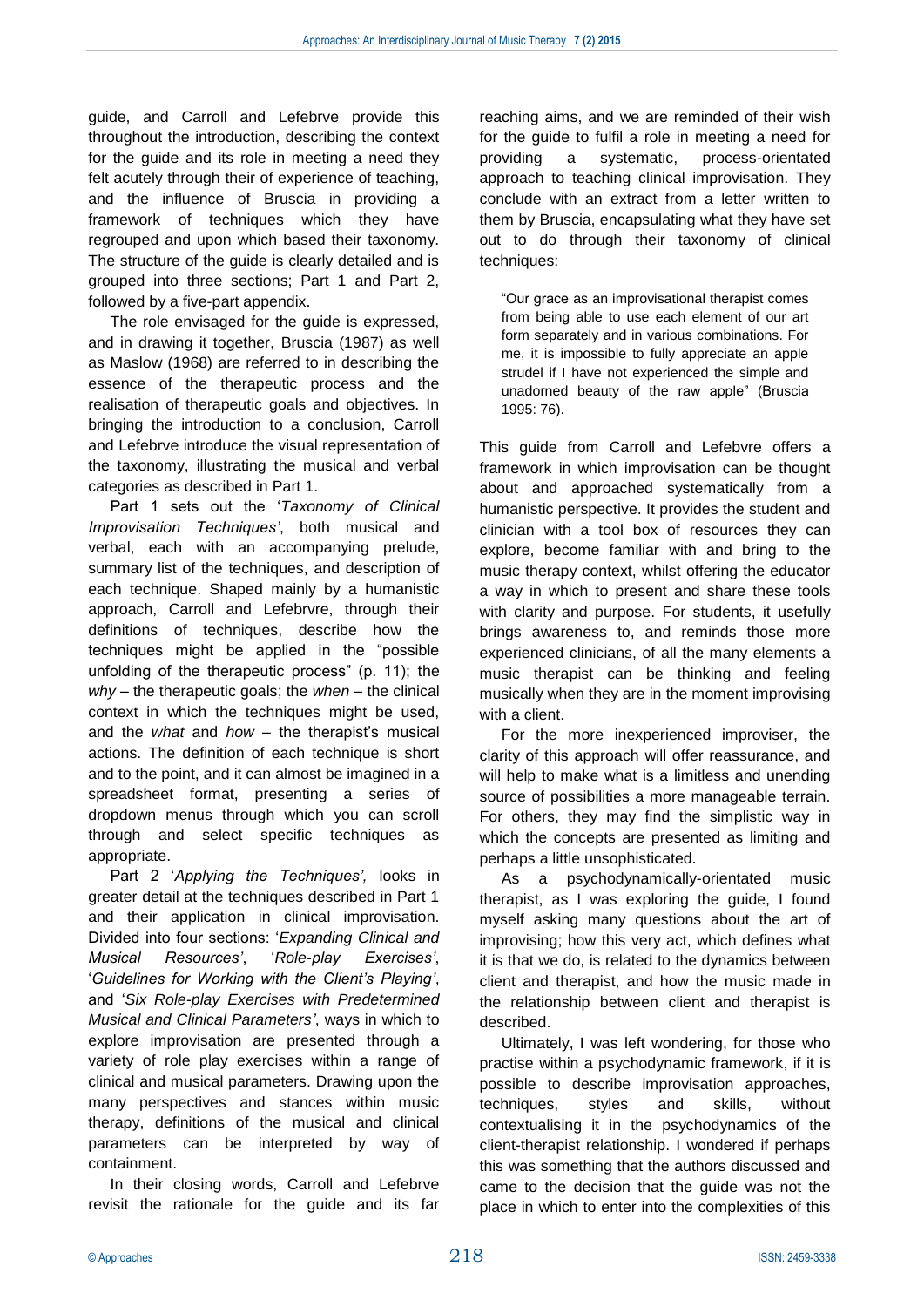guide, and Carroll and Lefebrve provide this throughout the introduction, describing the context for the guide and its role in meeting a need they felt acutely through their of experience of teaching, and the influence of Bruscia in providing a framework of techniques which they have regrouped and upon which based their taxonomy. The structure of the guide is clearly detailed and is grouped into three sections; Part 1 and Part 2, followed by a five-part appendix.

The role envisaged for the guide is expressed, and in drawing it together, Bruscia (1987) as well as Maslow (1968) are referred to in describing the essence of the therapeutic process and the realisation of therapeutic goals and objectives. In bringing the introduction to a conclusion, Carroll and Lefebrve introduce the visual representation of the taxonomy, illustrating the musical and verbal categories as described in Part 1.

Part 1 sets out the '*Taxonomy of Clinical Improvisation Techniques'*, both musical and verbal, each with an accompanying prelude, summary list of the techniques, and description of each technique. Shaped mainly by a humanistic approach, Carroll and Lefebrvre, through their definitions of techniques, describe how the techniques might be applied in the "possible unfolding of the therapeutic process" (p. 11); the *why* – the therapeutic goals; the *when* – the clinical context in which the techniques might be used, and the *what* and *how* – the therapist's musical actions. The definition of each technique is short and to the point, and it can almost be imagined in a spreadsheet format, presenting a series of dropdown menus through which you can scroll through and select specific techniques as appropriate.

Part 2 '*Applying the Techniques',* looks in greater detail at the techniques described in Part 1 and their application in clinical improvisation. Divided into four sections: '*Expanding Clinical and Musical Resources'*, '*Role-play Exercises'*, '*Guidelines for Working with the Client's Playing'*, and '*Six Role-play Exercises with Predetermined Musical and Clinical Parameters'*, ways in which to explore improvisation are presented through a variety of role play exercises within a range of clinical and musical parameters. Drawing upon the many perspectives and stances within music therapy, definitions of the musical and clinical parameters can be interpreted by way of containment.

In their closing words, Carroll and Lefebrve revisit the rationale for the guide and its far reaching aims, and we are reminded of their wish for the guide to fulfil a role in meeting a need for providing a systematic, process-orientated approach to teaching clinical improvisation. They conclude with an extract from a letter written to them by Bruscia, encapsulating what they have set out to do through their taxonomy of clinical techniques:

> "Our grace as an improvisational therapist comes from being able to use each element of our art form separately and in various combinations. For me, it is impossible to fully appreciate an apple strudel if I have not experienced the simple and unadorned beauty of the raw apple" (Bruscia 1995: 76).

This guide from Carroll and Lefebvre offers a framework in which improvisation can be thought about and approached systematically from a humanistic perspective. It provides the student and clinician with a tool box of resources they can explore, become familiar with and bring to the music therapy context, whilst offering the educator a way in which to present and share these tools with clarity and purpose. For students, it usefully brings awareness to, and reminds those more experienced clinicians, of all the many elements a music therapist can be thinking and feeling musically when they are in the moment improvising with a client.

For the more inexperienced improviser, the clarity of this approach will offer reassurance, and will help to make what is a limitless and unending source of possibilities a more manageable terrain. For others, they may find the simplistic way in which the concepts are presented as limiting and perhaps a little unsophisticated.

As a psychodynamically-orientated music therapist, as I was exploring the guide, I found myself asking many questions about the art of improvising; how this very act, which defines what it is that we do, is related to the dynamics between client and therapist, and how the music made in the relationship between client and therapist is described.

Ultimately, I was left wondering, for those who practise within a psychodynamic framework, if it is possible to describe improvisation approaches, techniques, styles and skills, without contextualising it in the psychodynamics of the client-therapist relationship. I wondered if perhaps this was something that the authors discussed and came to the decision that the guide was not the place in which to enter into the complexities of this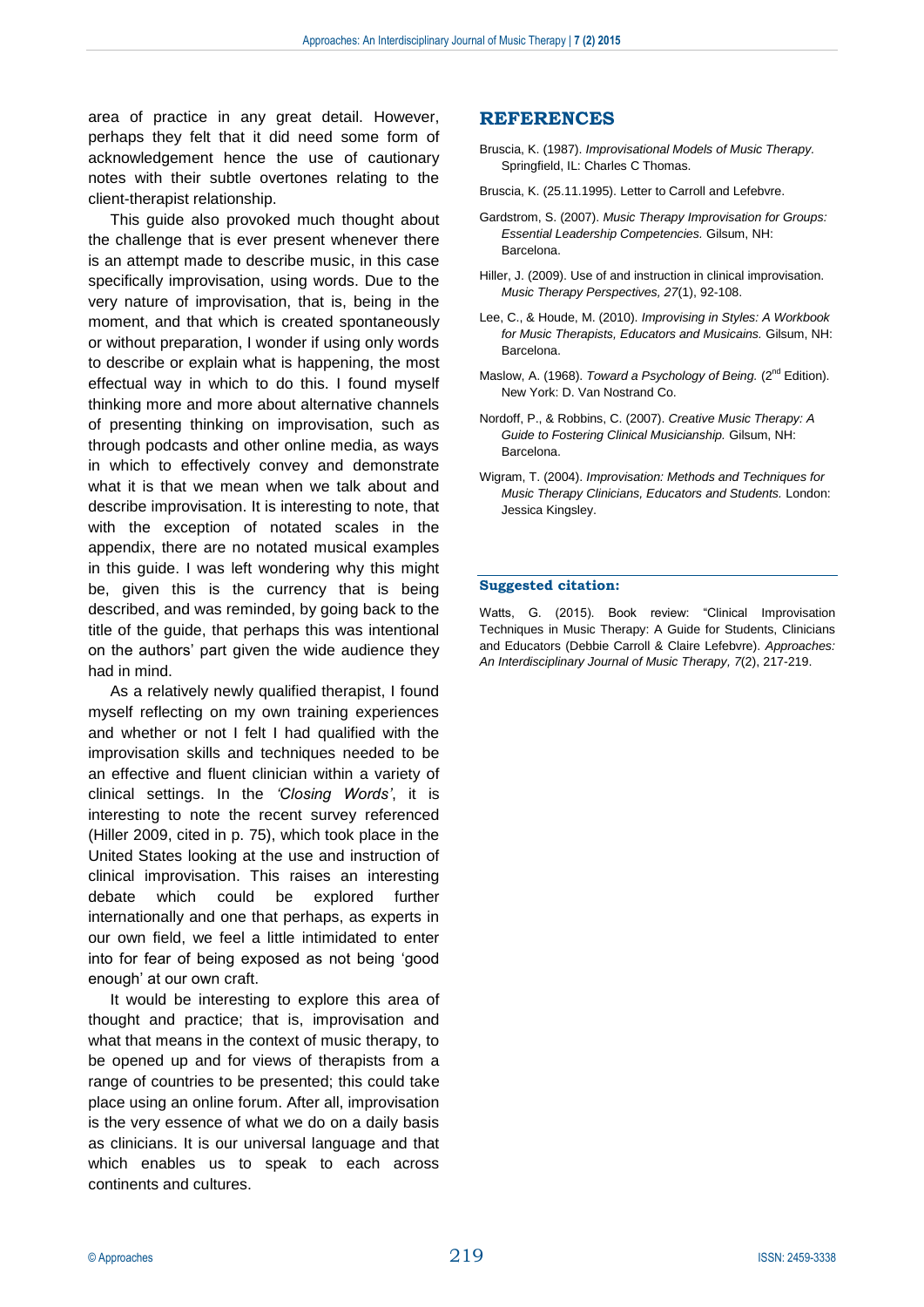area of practice in any great detail. However, perhaps they felt that it did need some form of acknowledgement hence the use of cautionary notes with their subtle overtones relating to the client-therapist relationship.

This guide also provoked much thought about the challenge that is ever present whenever there is an attempt made to describe music, in this case specifically improvisation, using words. Due to the very nature of improvisation, that is, being in the moment, and that which is created spontaneously or without preparation, I wonder if using only words to describe or explain what is happening, the most effectual way in which to do this. I found myself thinking more and more about alternative channels of presenting thinking on improvisation, such as through podcasts and other online media, as ways in which to effectively convey and demonstrate what it is that we mean when we talk about and describe improvisation. It is interesting to note, that with the exception of notated scales in the appendix, there are no notated musical examples in this guide. I was left wondering why this might be, given this is the currency that is being described, and was reminded, by going back to the title of the guide, that perhaps this was intentional on the authors' part given the wide audience they had in mind.

As a relatively newly qualified therapist, I found myself reflecting on my own training experiences and whether or not I felt I had qualified with the improvisation skills and techniques needed to be an effective and fluent clinician within a variety of clinical settings. In the *'Closing Words'*, it is interesting to note the recent survey referenced (Hiller 2009, cited in p. 75), which took place in the United States looking at the use and instruction of clinical improvisation. This raises an interesting debate which could be explored further internationally and one that perhaps, as experts in our own field, we feel a little intimidated to enter into for fear of being exposed as not being 'good enough' at our own craft.

It would be interesting to explore this area of thought and practice; that is, improvisation and what that means in the context of music therapy, to be opened up and for views of therapists from a range of countries to be presented; this could take place using an online forum. After all, improvisation is the very essence of what we do on a daily basis as clinicians. It is our universal language and that which enables us to speak to each across continents and cultures.

## REFERENCES

Bruscia, K. (1987). *Improvisational Models of Music Therapy.* Springfield, IL: Charles C Thomas.

Bruscia, K. (25.11.1995). Letter to Carroll and Lefebvre.

Gardstrom, S. (2007). *Music Therapy Improvisation for Groups: Essential Leadership Competencies.* Gilsum, NH: Barcelona.

Hiller, J. (2009). Use of and instruction in clinical improvisation. *Music Therapy Perspectives, 27*(1), 92-108.

Lee, C., & Houde, M. (2010). *Improvising in Styles: A Workbook for Music Therapists, Educators and Musicains.* Gilsum, NH: Barcelona.

Maslow, A. (1968). *Toward a Psychology of Being.* (2nd Edition). New York: D. Van Nostrand Co.

Nordoff, P., & Robbins, C. (2007). *Creative Music Therapy: A Guide to Fostering Clinical Musicianship.* Gilsum, NH: Barcelona.

Wigram, T. (2004). *Improvisation: Methods and Techniques for Music Therapy Clinicians, Educators and Students.* London: Jessica Kingsley.

**Suggested citation:**

Watts, G. (2015). Book review: "Clinical Improvisation Techniques in Music Therapy: A Guide for Students, Clinicians and Educators (Debbie Carroll & Claire Lefebvre). *Approaches: An Interdisciplinary Journal of Music Therapy, 7*(2), 217-219.